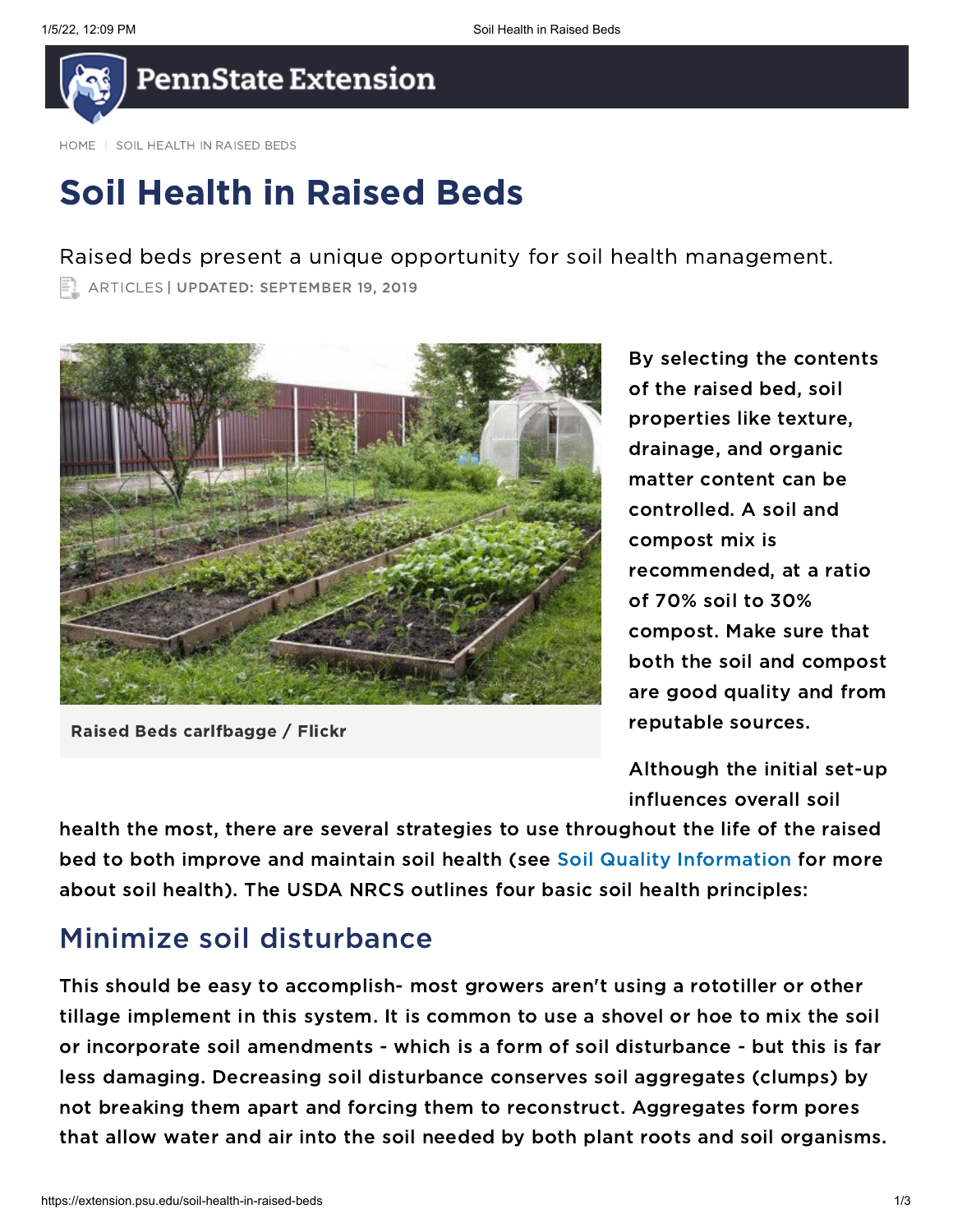HOME | SOIL HEALTH IN RAISED BEDS

# Soil Health in Raised Beds

Raised beds present a unique opportunity for soil health management.

ARTICLES | UPDATED: SEPTEMBER 19, 2019

Raised Beds carlfbagge / Flickr

By selecting the contents of the raised bed, soil properties like texture, drainage, and organic matter content can be controlled. A soil and compost mix is recommended, at a ratio of 70% soil to 30% compost. Make sure that both the soil and compost are good quality and from reputable sources.

Although the initial set-up influences overall soil health the most, there are several strategies to use throughout the life of the raised bed to both improve and maintain soil health (see Soil Quality Information for more about soil health). The USDA NRCS outlines four basic soil health principles:

## Minimize soil disturbance

This should be easy to accomplish- most growers aren't using a rototiller or other tillage implement in this system. It is common to use a shovel or hoe to mix the soil or incorporate soil amendments - which is a form of soil disturbance - but this is far less damaging. Decreasing soil disturbance conserves soil aggregates (clumps) by not breaking them apart and forcing them to reconstruct. Aggregates form pores that allow water and air into the soil needed by both plant roots and soil organisms.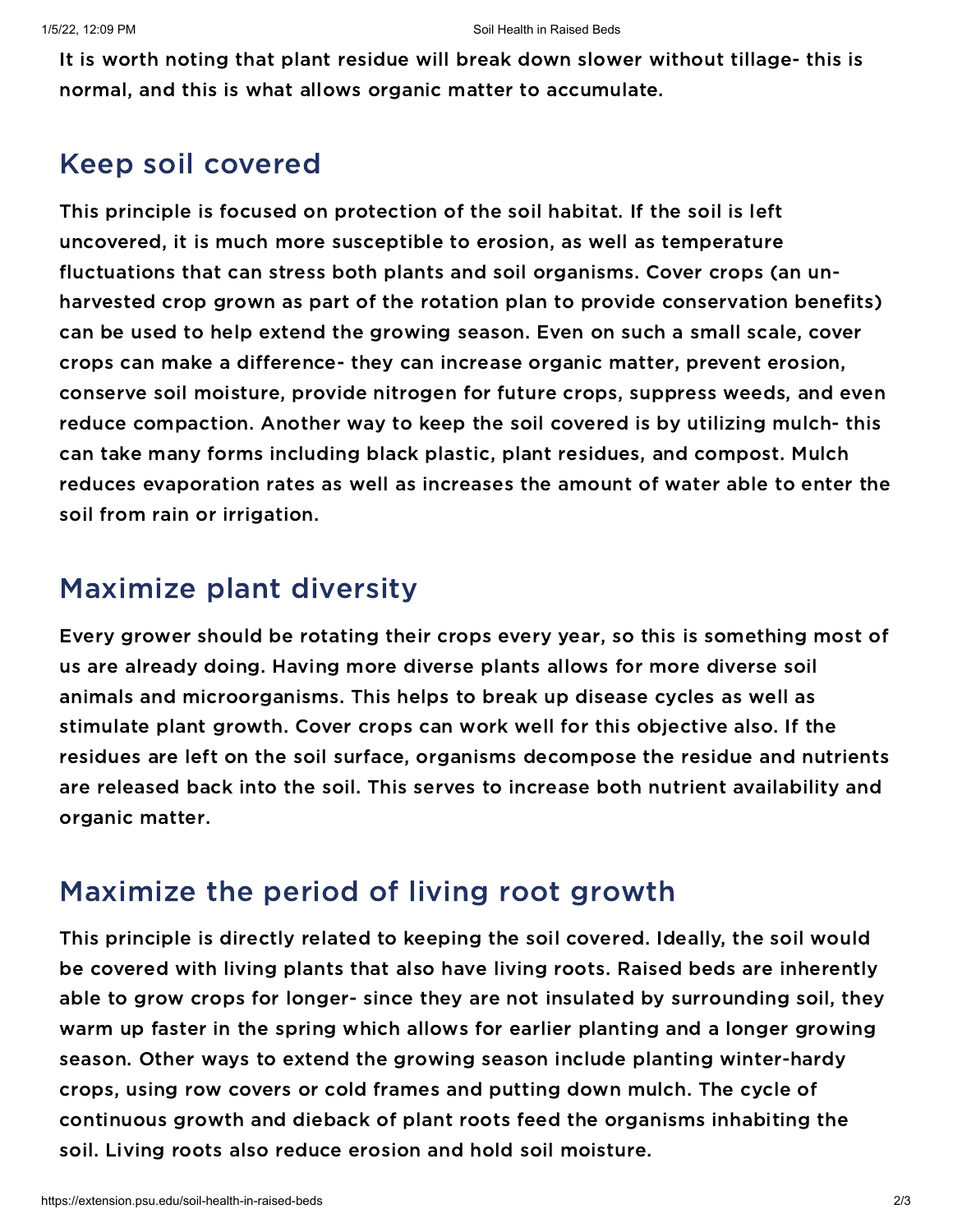It is worth noting that plant residue will break down slower without tillage- this is normal, and this is what allows organic matter to accumulate.

## Keep soil covered

This principle is focused on protection of the soil habitat. If the soil is left uncovered, it is much more susceptible to erosion, as well as temperature fluctuations that can stress both plants and soil organisms. Cover crops (an un-harvested crop grown as part of the rotation plan to provide conservation benefits) can be used to help extend the growing season. Even on such a small scale, cover crops can make a difference- they can increase organic matter, prevent erosion, conserve soil moisture, provide nitrogen for future crops, suppress weeds, and even reduce compaction. Another way to keep the soil covered is by utilizing mulch- this can take many forms including black plastic, plant residues, and compost. Mulch reduces evaporation rates as well as increases the amount of water able to enter the soil from rain or irrigation.

## Maximize plant diversity

Every grower should be rotating their crops every year, so this is something most of us are already doing. Having more diverse plants allows for more diverse soil animals and microorganisms. This helps to break up disease cycles as well as stimulate plant growth. Cover crops can work well for this objective also. If the residues are left on the soil surface, organisms decompose the residue and nutrients are released back into the soil. This serves to increase both nutrient availability and organic matter.

## Maximize the period of living root growth

This principle is directly related to keeping the soil covered. Ideally, the soil would be covered with living plants that also have living roots. Raised beds are inherently able to grow crops for longer- since they are not insulated by surrounding soil, they warm up faster in the spring which allows for earlier planting and a longer growing season. Other ways to extend the growing season include planting winter-hardy crops, using row covers or cold frames and putting down mulch. The cycle of continuous growth and dieback of plant roots feed the organisms inhabiting the soil. Living roots also reduce erosion and hold soil moisture.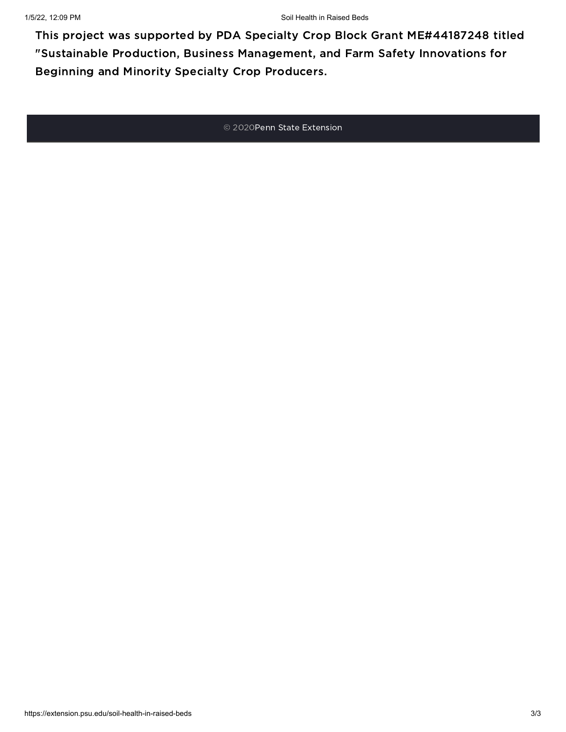This project was supported by PDA Specialty Crop Block Grant ME#44187248 titled "Sustainable Production, Business Management, and Farm Safety Innovations for Beginning and Minority Specialty Crop Producers.

© 2020Penn State Extension